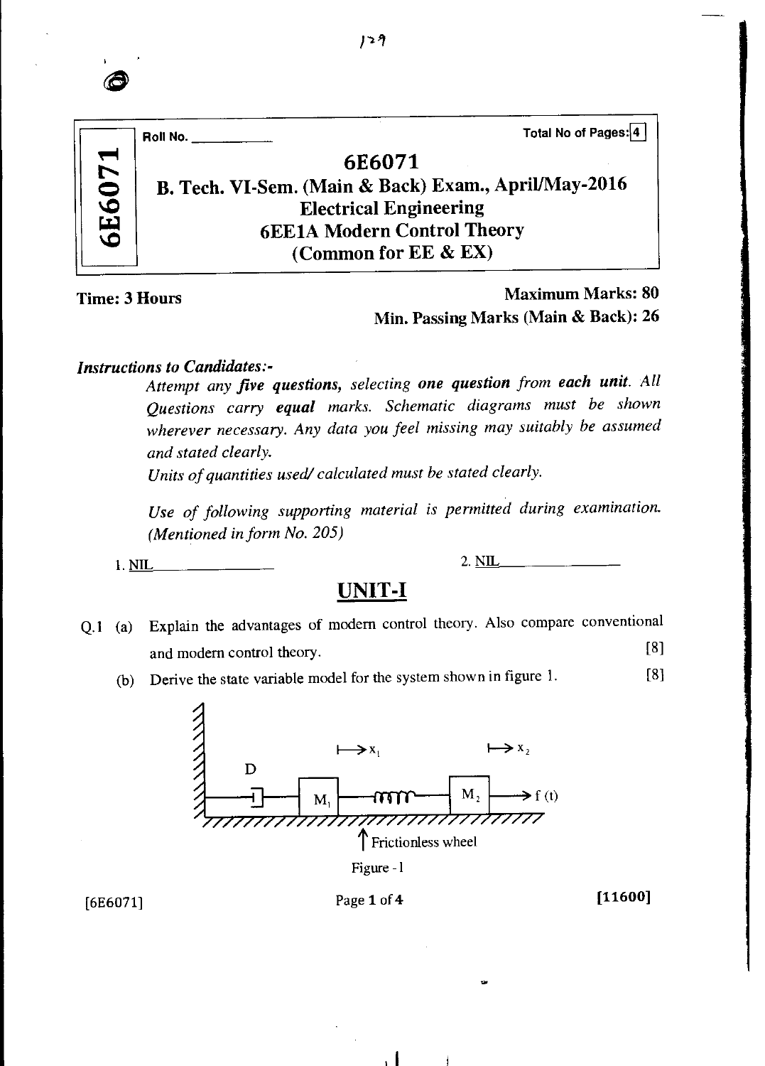Roll No. ____________ Total No of Pages: 4

# 6E6071

## B. Tech. VI-Sem. (Main & Back) Exam., April/May-2016

## Electrical Engineering

## 6EE1A Modern Control Theory

## (Common for EE & EX)

**Time: 3 Hours** **Maximum Marks: 80**

**Min. Passing Marks (Main & Back): 26**

***Instructions to Candidates:-***

*Attempt any **five questions**, selecting **one question** from **each unit**. All Questions carry **equal** marks. Schematic diagrams must be shown wherever necessary. Any data you feel missing may suitably be assumed and stated clearly.*

*Units of quantities used/ calculated must be stated clearly.*

*Use of following supporting material is permitted during examination. (Mentioned in form No. 205)*

1. NIL 2. NIL

## UNIT-I

Q.1 (a) Explain the advantages of modern control theory. Also compare conventional and modern control theory. [8]

(b) Derive the state variable model for the system shown in figure 1. [8]

D, $M_1$, $M_2$, $x_1$, $x_2$, f (t), Frictionless wheel

Figure - 1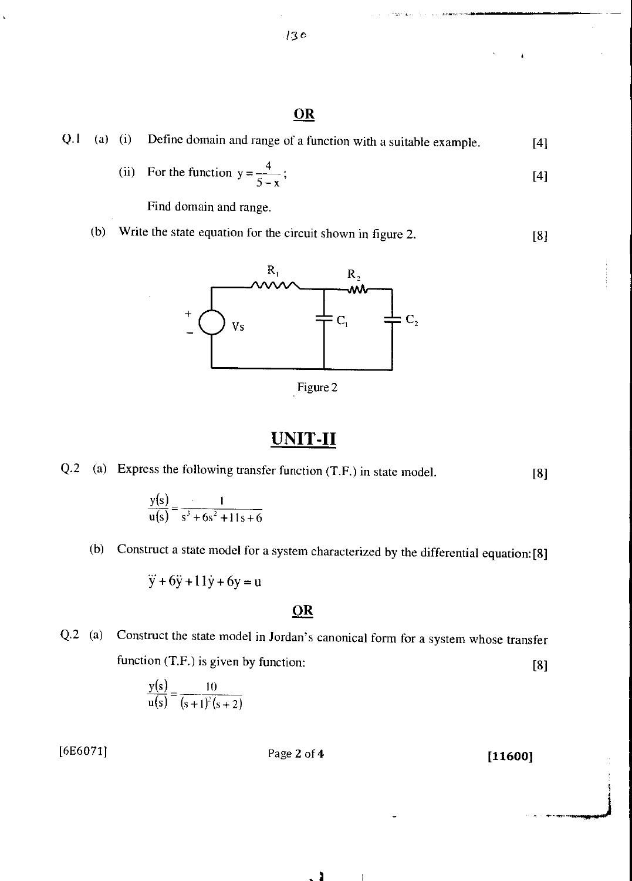## OR

Q.1 (a) (i) Define domain and range of a function with a suitable example. [4]

(ii) For the function $y = \frac{4}{5-x}$; [4]

Find domain and range.

(b) Write the state equation for the circuit shown in figure 2. [8]

Figure 2

## UNIT-II

Q.2 (a) Express the following transfer function (T.F.) in state model. [8]

$$\frac{y(s)}{u(s)} = \frac{1}{s^3 + 6s^2 + 11s + 6}$$

(b) Construct a state model for a system characterized by the differential equation: [8]

$$\dddot{y} + 6\ddot{y} + 11\dot{y} + 6y = u$$

## OR

Q.2 (a) Construct the state model in Jordan's canonical form for a system whose transfer function (T.F.) is given by function: [8]

$$\frac{y(s)}{u(s)} = \frac{10}{(s+1)^2(s+2)}$$

[6E6071] [11600]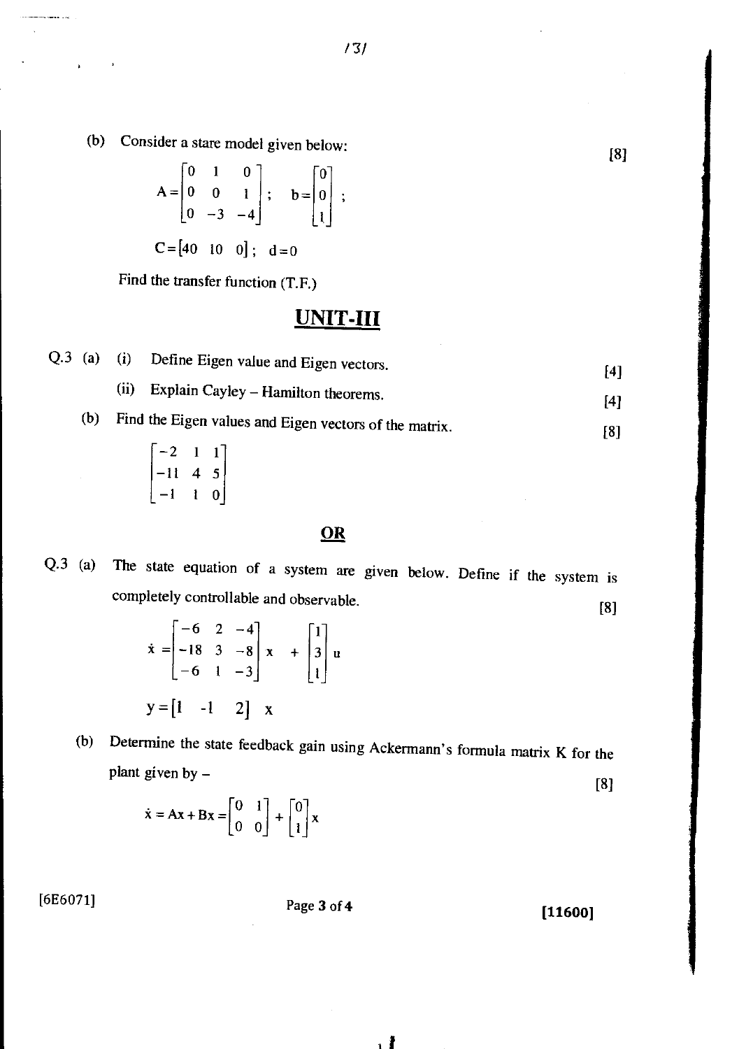(b) Consider a stare model given below: [8]

$$A=\begin{bmatrix} 0 & 1 & 0 \\ 0 & 0 & 1 \\ 0 & -3 & -4 \end{bmatrix}; \quad b=\begin{bmatrix} 0 \\ 0 \\ 1 \end{bmatrix};$$

$$C=\begin{bmatrix} 40 & 10 & 0 \end{bmatrix}; \quad d=0$$

Find the transfer function (T.F.)

## UNIT-III

Q.3 (a) (i) Define Eigen value and Eigen vectors. [4]

(ii) Explain Cayley – Hamilton theorems. [4]

(b) Find the Eigen values and Eigen vectors of the matrix. [8]

$$\begin{bmatrix} -2 & 1 & 1 \\ -11 & 4 & 5 \\ -1 & 1 & 0 \end{bmatrix}$$

**OR**

Q.3 (a) The state equation of a system are given below. Define if the system is completely controllable and observable. [8]

$$\dot{x} = \begin{bmatrix} -6 & 2 & -4 \\ -18 & 3 & -8 \\ -6 & 1 & -3 \end{bmatrix} x + \begin{bmatrix} 1 \\ 3 \\ 1 \end{bmatrix} u$$

$$y = \begin{bmatrix} 1 & -1 & 2 \end{bmatrix} x$$

(b) Determine the state feedback gain using Ackermann's formula matrix K for the plant given by – [8]

$$\dot{x} = Ax + Bx = \begin{bmatrix} 0 & 1 \\ 0 & 0 \end{bmatrix} + \begin{bmatrix} 0 \\ 1 \end{bmatrix} x$$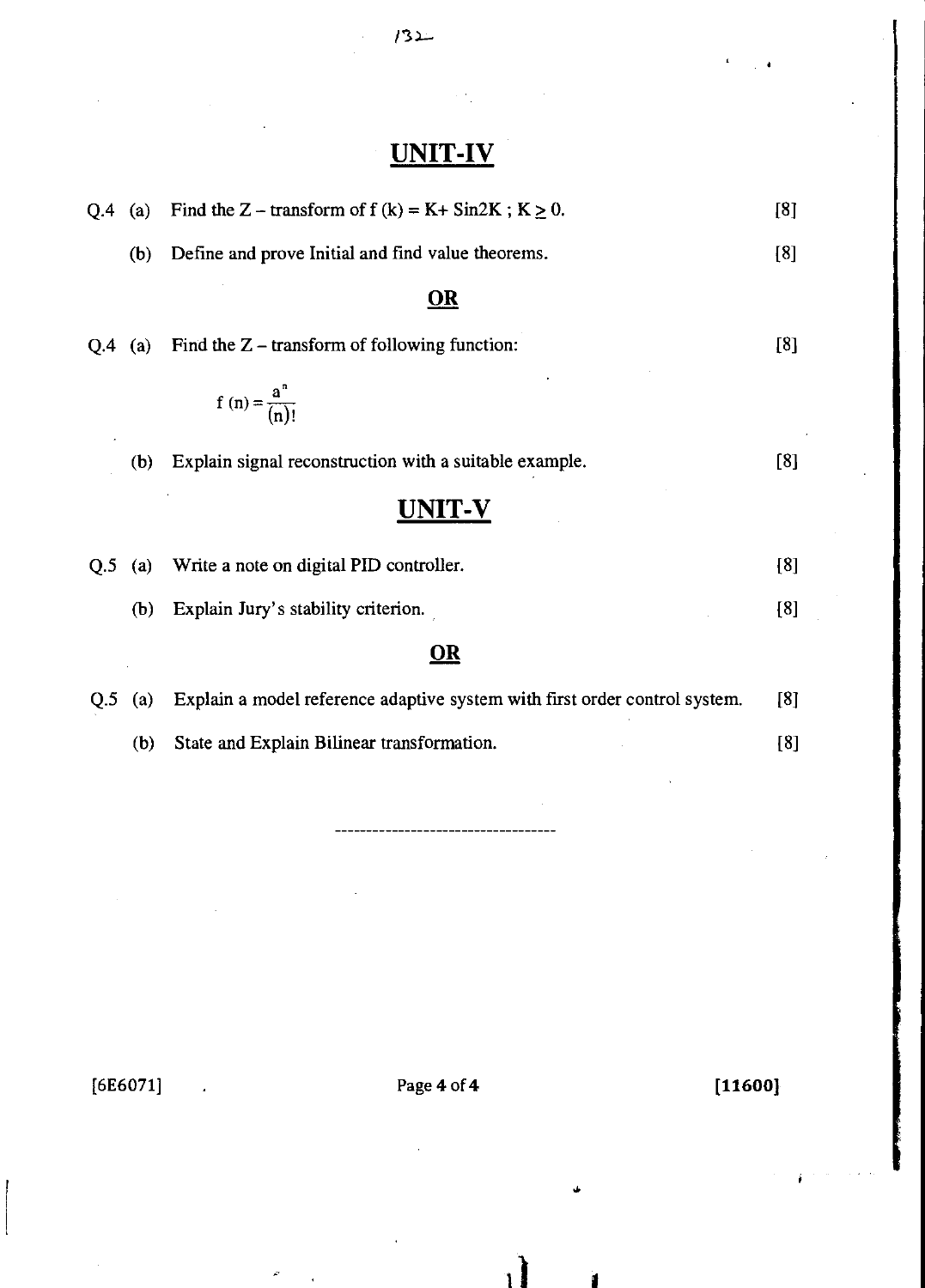## UNIT-IV

Q.4 (a) Find the Z – transform of $f(k) = K + \text{Sin}2K$ ; $K \geq 0$. [8]

(b) Define and prove Initial and find value theorems. [8]

**OR**

Q.4 (a) Find the Z – transform of following function: [8]

$$f(n) = \frac{a^n}{(n)!}$$

(b) Explain signal reconstruction with a suitable example. [8]

## UNIT-V

Q.5 (a) Write a note on digital PID controller. [8]

(b) Explain Jury's stability criterion. [8]

**OR**

Q.5 (a) Explain a model reference adaptive system with first order control system. [8]

(b) State and Explain Bilinear transformation. [8]

---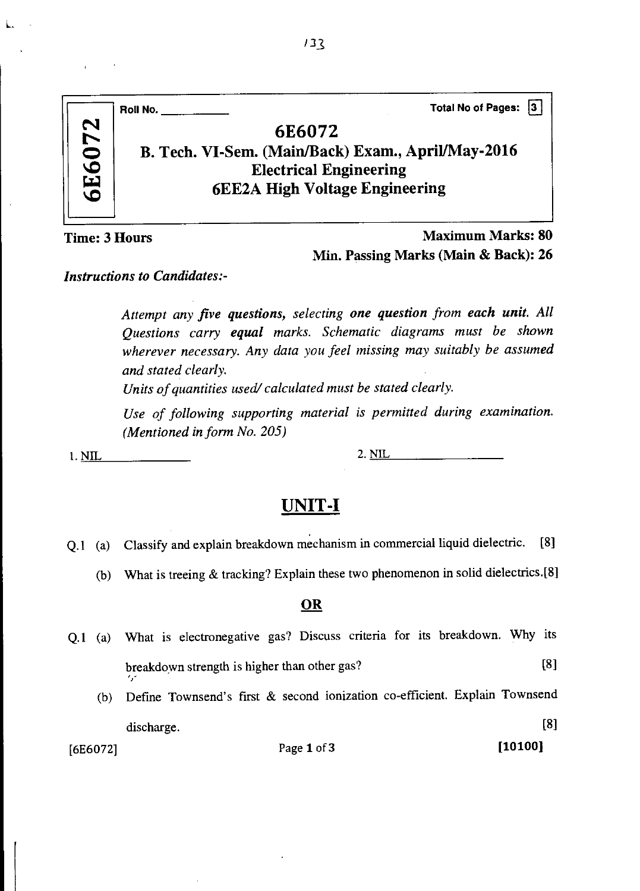Roll No. \_\_\_\_\_\_\_\_\_\_ Total No of Pages: 3

# 6E6072

## B. Tech. VI-Sem. (Main/Back) Exam., April/May-2016
## Electrical Engineering
## 6EE2A High Voltage Engineering

**Time: 3 Hours** **Maximum Marks: 80**

**Min. Passing Marks (Main & Back): 26**

***Instructions to Candidates:-***

*Attempt any **five questions**, selecting **one question** from **each unit**. All Questions carry **equal** marks. Schematic diagrams must be shown wherever necessary. Any data you feel missing may suitably be assumed and stated clearly.*

*Units of quantities used/ calculated must be stated clearly.*

*Use of following supporting material is permitted during examination. (Mentioned in form No. 205)*

1. NIL 2. NIL

## UNIT-I

Q.1 (a) Classify and explain breakdown mechanism in commercial liquid dielectric. [8]

(b) What is treeing & tracking? Explain these two phenomenon in solid dielectrics. [8]

**OR**

Q.1 (a) What is electronegative gas? Discuss criteria for its breakdown. Why its breakdown strength is higher than other gas? [8]

(b) Define Townsend's first & second ionization co-efficient. Explain Townsend discharge. [8]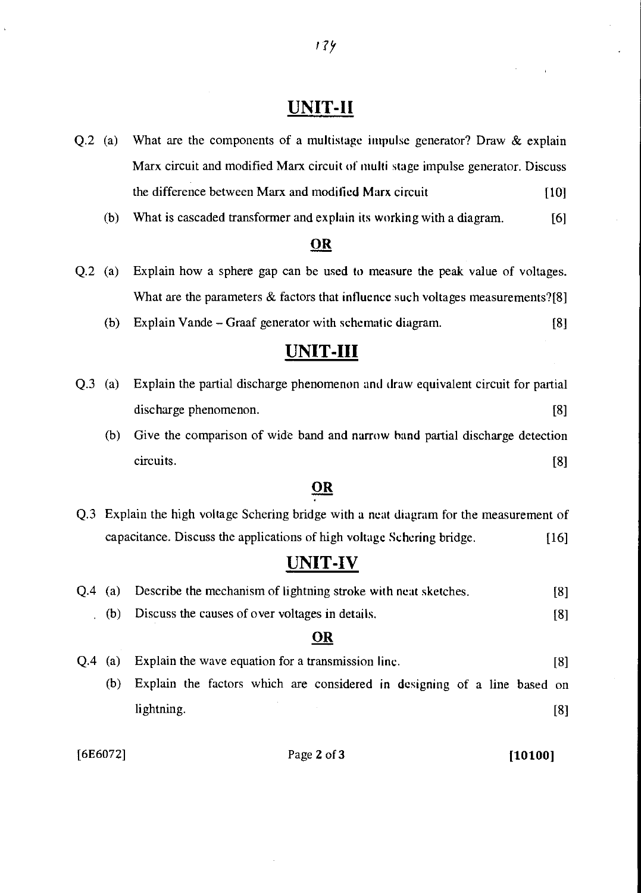## UNIT-II

Q.2 (a) What are the components of a multistage impulse generator? Draw & explain Marx circuit and modified Marx circuit of multi stage impulse generator. Discuss the difference between Marx and modified Marx circuit [10]

(b) What is cascaded transformer and explain its working with a diagram. [6]

**OR**

Q.2 (a) Explain how a sphere gap can be used to measure the peak value of voltages. What are the parameters & factors that influence such voltages measurements? [8]

(b) Explain Vande – Graaf generator with schematic diagram. [8]

## UNIT-III

Q.3 (a) Explain the partial discharge phenomenon and draw equivalent circuit for partial discharge phenomenon. [8]

(b) Give the comparison of wide band and narrow band partial discharge detection circuits. [8]

**OR**

Q.3 Explain the high voltage Schering bridge with a neat diagram for the measurement of capacitance. Discuss the applications of high voltage Schering bridge. [16]

## UNIT-IV

Q.4 (a) Describe the mechanism of lightning stroke with neat sketches. [8]

(b) Discuss the causes of over voltages in details. [8]

**OR**

Q.4 (a) Explain the wave equation for a transmission line. [8]

(b) Explain the factors which are considered in designing of a line based on lightning. [8]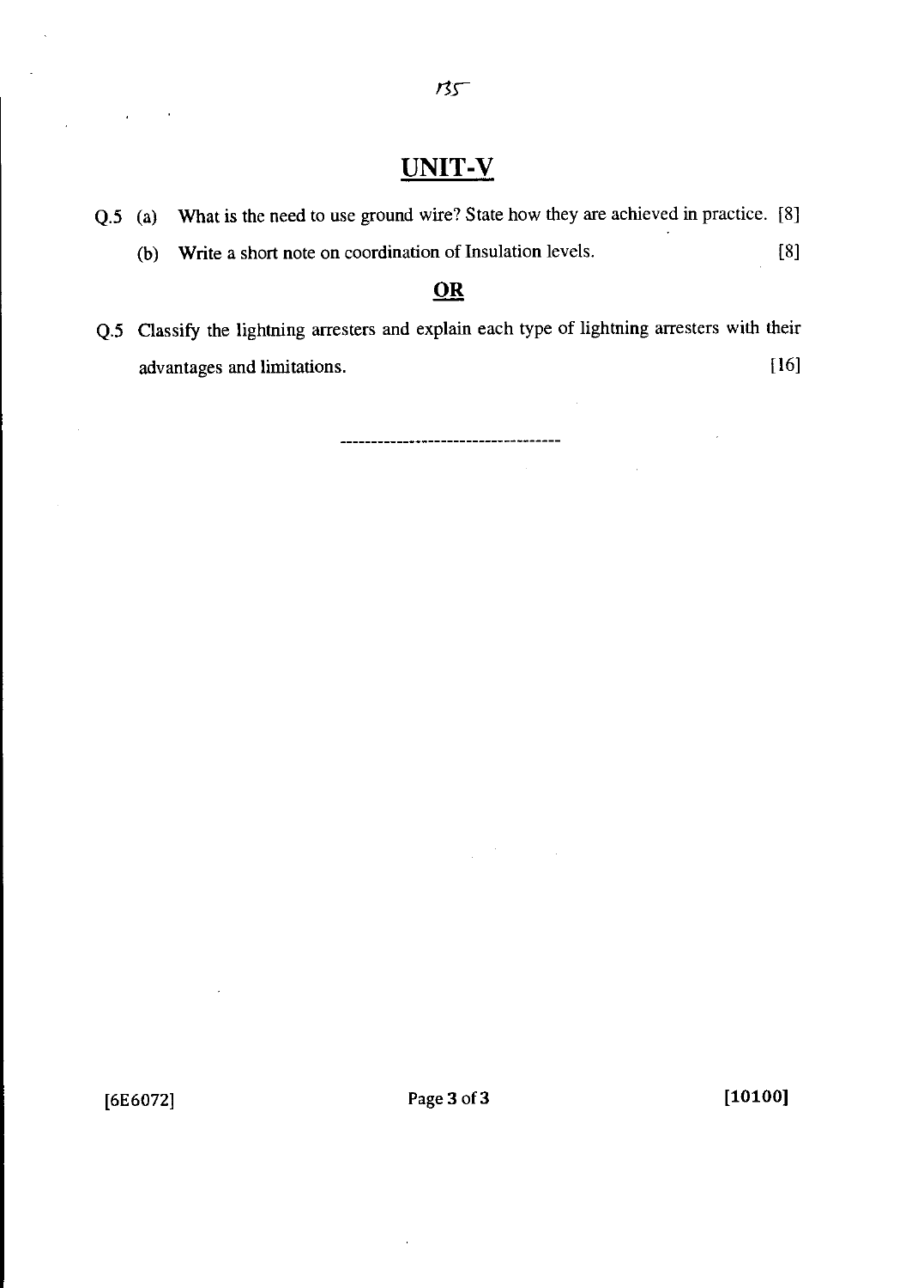## UNIT-V

Q.5 (a) What is the need to use ground wire? State how they are achieved in practice. [8]

(b) Write a short note on coordination of Insulation levels. [8]

**OR**

Q.5 Classify the lightning arresters and explain each type of lightning arresters with their advantages and limitations. [16]

------------------------------------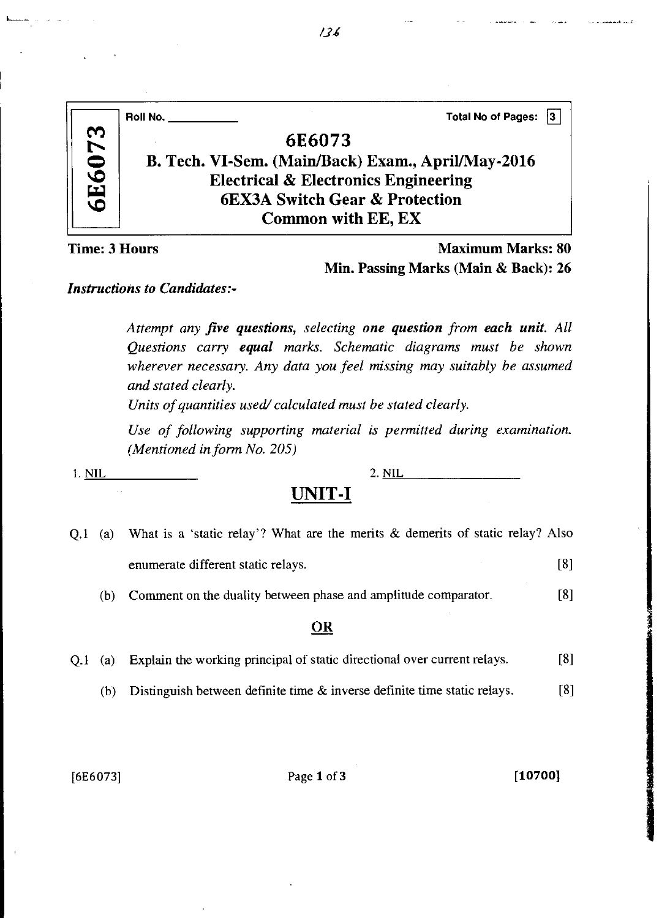Roll No. ___________ Total No of Pages: 3

# 6E6073

## B. Tech. VI-Sem. (Main/Back) Exam., April/May-2016
## Electrical & Electronics Engineering
## 6EX3A Switch Gear & Protection
## Common with EE, EX

**Time: 3 Hours** **Maximum Marks: 80**

**Min. Passing Marks (Main & Back): 26**

***Instructions to Candidates:-***

*Attempt any **five questions**, selecting **one question** from **each unit**. All Questions carry **equal** marks. Schematic diagrams must be shown wherever necessary. Any data you feel missing may suitably be assumed and stated clearly.*

*Units of quantities used/ calculated must be stated clearly.*

*Use of following supporting material is permitted during examination. (Mentioned in form No. 205)*

1. NIL 2. NIL

## UNIT-I

Q.1 (a) What is a 'static relay'? What are the merits & demerits of static relay? Also enumerate different static relays. [8]

(b) Comment on the duality between phase and amplitude comparator. [8]

**OR**

Q.1 (a) Explain the working principal of static directional over current relays. [8]

(b) Distinguish between definite time & inverse definite time static relays. [8]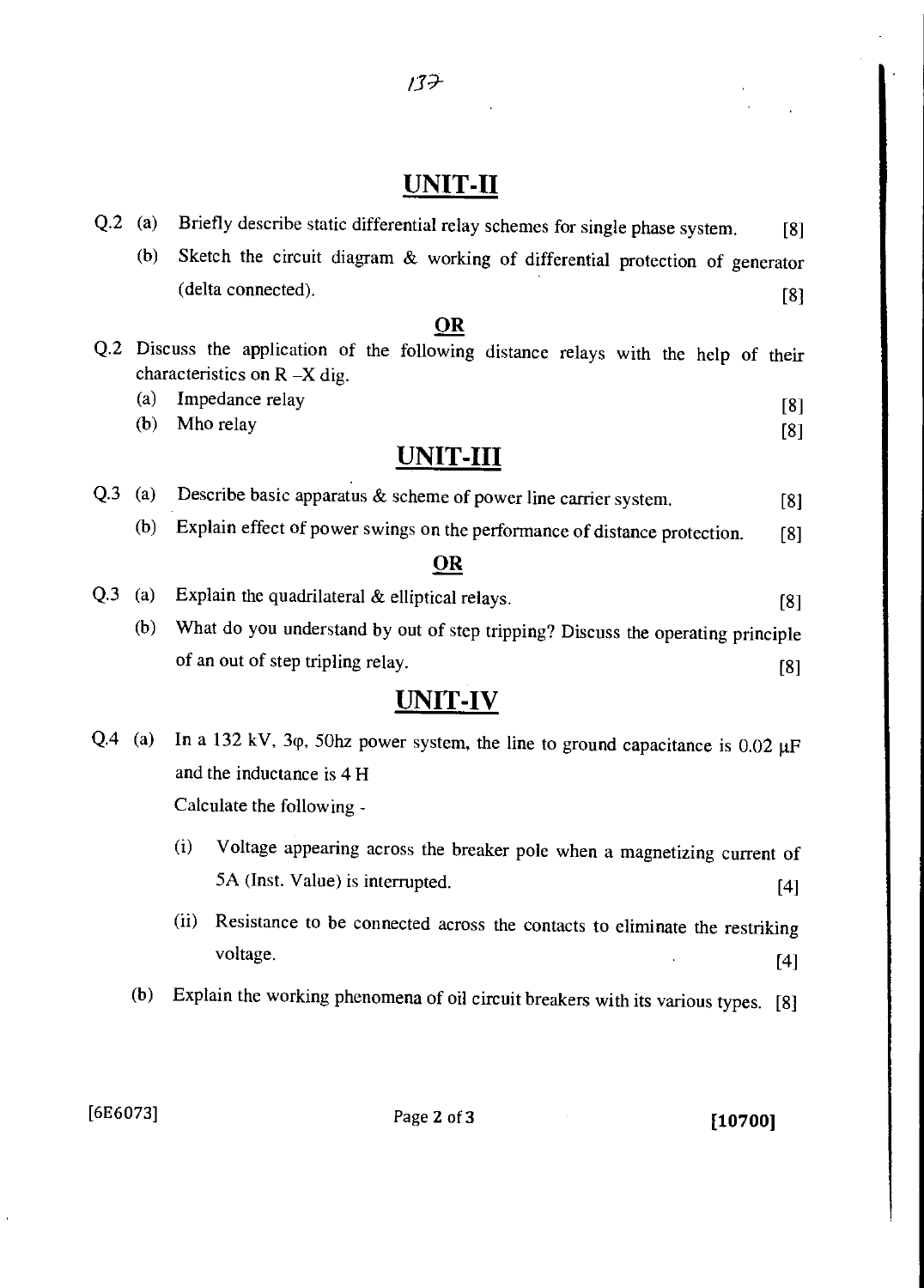## UNIT-II

Q.2 (a) Briefly describe static differential relay schemes for single phase system. [8]

(b) Sketch the circuit diagram & working of differential protection of generator (delta connected). [8]

**OR**

Q.2 Discuss the application of the following distance relays with the help of their characteristics on R –X dig.

(a) Impedance relay [8]

(b) Mho relay [8]

## UNIT-III

Q.3 (a) Describe basic apparatus & scheme of power line carrier system. [8]

(b) Explain effect of power swings on the performance of distance protection. [8]

**OR**

Q.3 (a) Explain the quadrilateral & elliptical relays. [8]

(b) What do you understand by out of step tripping? Discuss the operating principle of an out of step tripling relay. [8]

## UNIT-IV

Q.4 (a) In a 132 kV, 3φ, 50hz power system, the line to ground capacitance is 0.02 μF and the inductance is 4 H

Calculate the following -

(i) Voltage appearing across the breaker pole when a magnetizing current of 5A (Inst. Value) is interrupted. [4]

(ii) Resistance to be connected across the contacts to eliminate the restriking voltage. [4]

(b) Explain the working phenomena of oil circuit breakers with its various types. [8]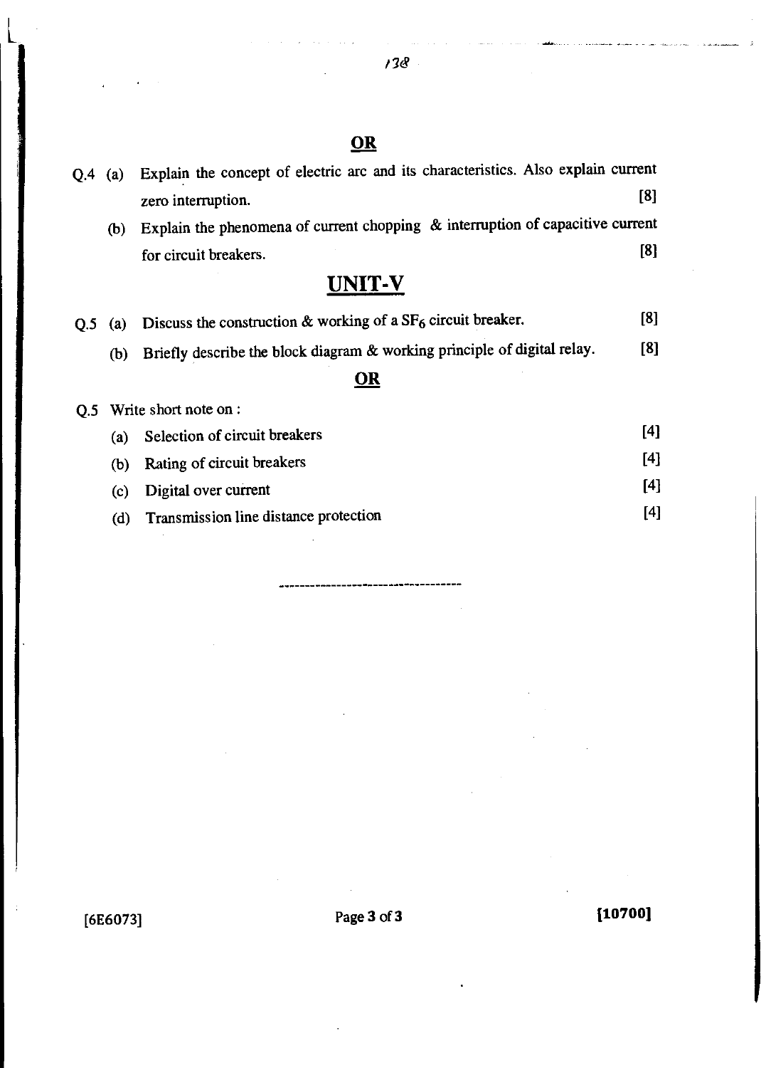**OR**

Q.4 (a) Explain the concept of electric arc and its characteristics. Also explain current zero interruption. [8]

(b) Explain the phenomena of current chopping & interruption of capacitive current for circuit breakers. [8]

## UNIT-V

Q.5 (a) Discuss the construction & working of a $SF_6$ circuit breaker. [8]

(b) Briefly describe the block diagram & working principle of digital relay. [8]

**OR**

Q.5 Write short note on :

(a) Selection of circuit breakers [4]

(b) Rating of circuit breakers [4]

(c) Digital over current [4]

(d) Transmission line distance protection [4]

---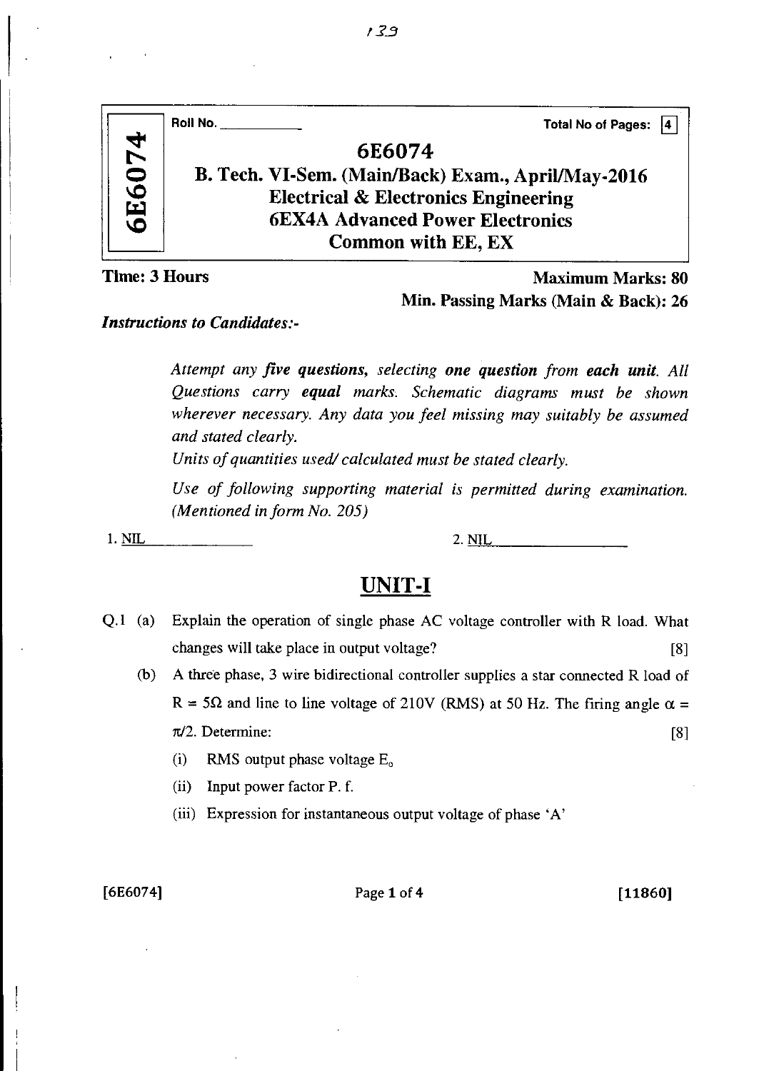Roll No. \_\_\_\_\_\_\_\_\_\_ Total No of Pages: 4

# 6E6074

## B. Tech. VI-Sem. (Main/Back) Exam., April/May-2016
## Electrical & Electronics Engineering
## 6EX4A Advanced Power Electronics
## Common with EE, EX

**Time: 3 Hours** **Maximum Marks: 80**

**Min. Passing Marks (Main & Back): 26**

***Instructions to Candidates:-***

*Attempt any **five questions**, selecting **one question** from **each unit**. All Questions carry **equal** marks. Schematic diagrams must be shown wherever necessary. Any data you feel missing may suitably be assumed and stated clearly.*

*Units of quantities used/ calculated must be stated clearly.*

*Use of following supporting material is permitted during examination. (Mentioned in form No. 205)*

1. NIL 2. NIL

## UNIT-I

Q.1 (a) Explain the operation of single phase AC voltage controller with R load. What changes will take place in output voltage? [8]

(b) A three phase, 3 wire bidirectional controller supplies a star connected R load of $R = 5\Omega$ and line to line voltage of 210V (RMS) at 50 Hz. The firing angle $\alpha = \pi/2$. Determine: [8]

(i) RMS output phase voltage $E_o$

(ii) Input power factor P. f.

(iii) Expression for instantaneous output voltage of phase 'A'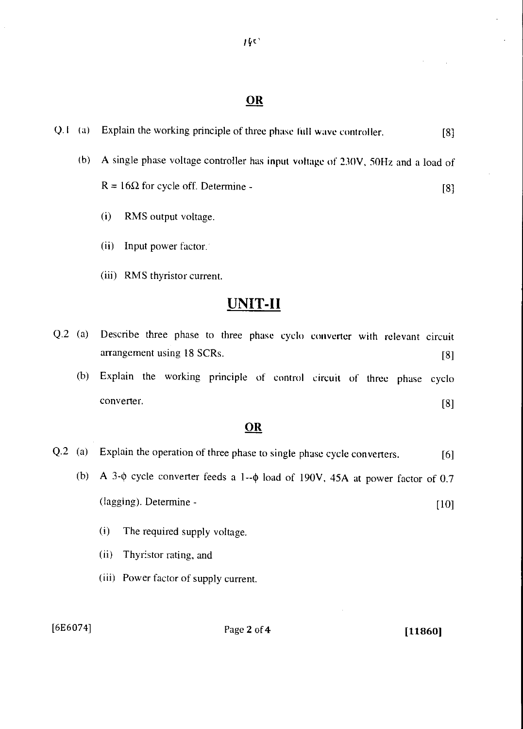**OR**

Q.1 (a) Explain the working principle of three phase full wave controller. [8]

(b) A single phase voltage controller has input voltage of 230V, 50Hz and a load of $R = 16\Omega$ for cycle off. Determine - [8]

(i) RMS output voltage.

(ii) Input power factor.

(iii) RMS thyristor current.

## UNIT-II

Q.2 (a) Describe three phase to three phase cyclo converter with relevant circuit arrangement using 18 SCRs. [8]

(b) Explain the working principle of control circuit of three phase cyclo converter. [8]

**OR**

Q.2 (a) Explain the operation of three phase to single phase cycle converters. [6]

(b) A 3-$\phi$ cycle converter feeds a 1--$\phi$ load of 190V, 45A at power factor of 0.7 (lagging). Determine - [10]

(i) The required supply voltage.

(ii) Thyristor rating, and

(iii) Power factor of supply current.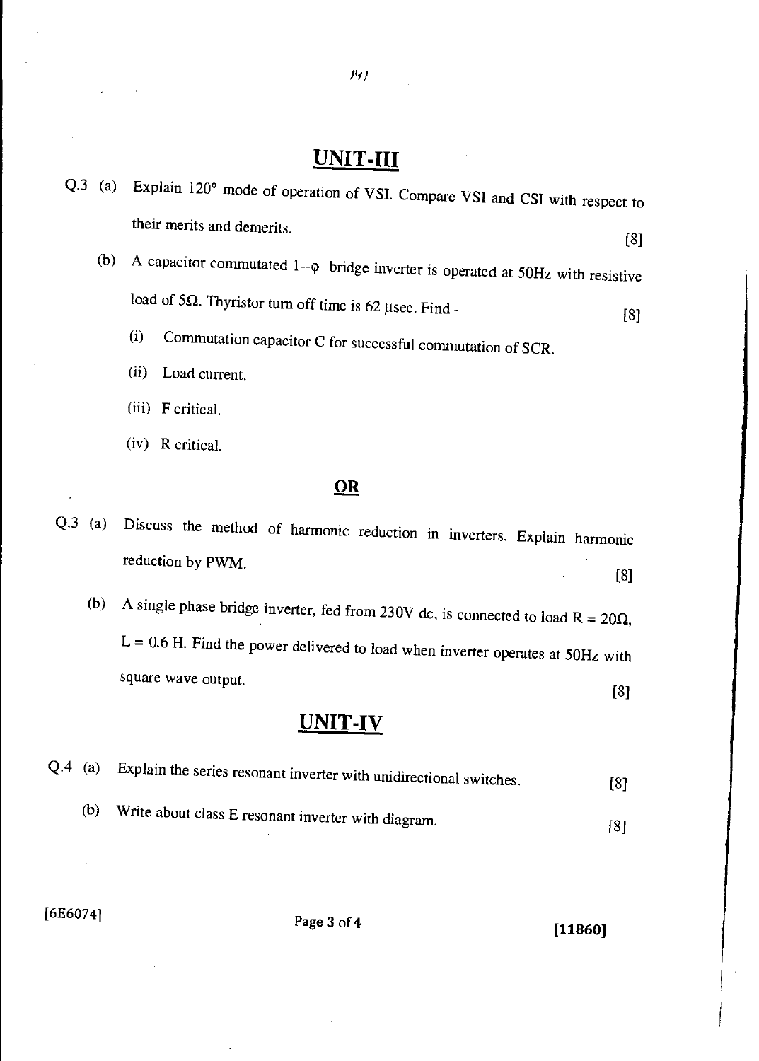## UNIT-III

Q.3 (a) Explain 120° mode of operation of VSI. Compare VSI and CSI with respect to their merits and demerits. [8]

(b) A capacitor commutated $1-\phi$ bridge inverter is operated at 50Hz with resistive load of $5\Omega$. Thyristor turn off time is 62 $\mu$sec. Find - [8]

(i) Commutation capacitor C for successful commutation of SCR.

(ii) Load current.

(iii) F critical.

(iv) R critical.

**OR**

Q.3 (a) Discuss the method of harmonic reduction in inverters. Explain harmonic reduction by PWM. [8]

(b) A single phase bridge inverter, fed from 230V dc, is connected to load $R = 20\Omega$, $L = 0.6$ H. Find the power delivered to load when inverter operates at 50Hz with square wave output. [8]

## UNIT-IV

Q.4 (a) Explain the series resonant inverter with unidirectional switches. [8]

(b) Write about class E resonant inverter with diagram. [8]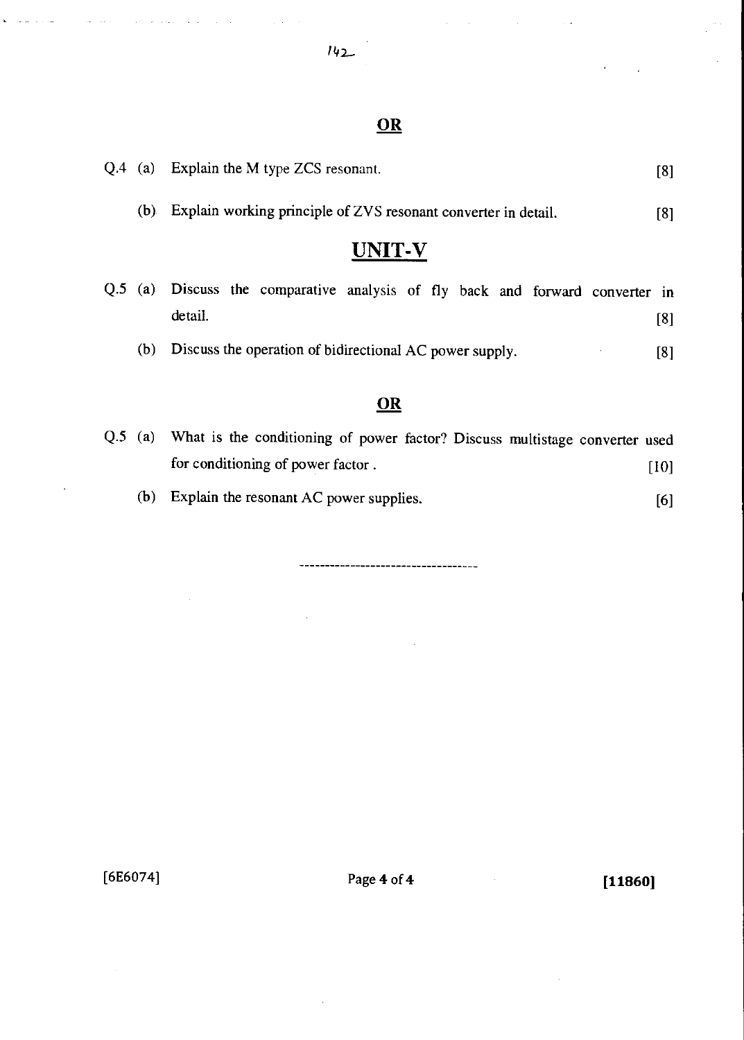**OR**

Q.4 (a) Explain the M type ZCS resonant. [8]

(b) Explain working principle of ZVS resonant converter in detail. [8]

## UNIT-V

Q.5 (a) Discuss the comparative analysis of fly back and forward converter in detail. [8]

(b) Discuss the operation of bidirectional AC power supply. [8]

**OR**

Q.5 (a) What is the conditioning of power factor? Discuss multistage converter used for conditioning of power factor . [10]

(b) Explain the resonant AC power supplies. [6]

---

[6E6074] [11860]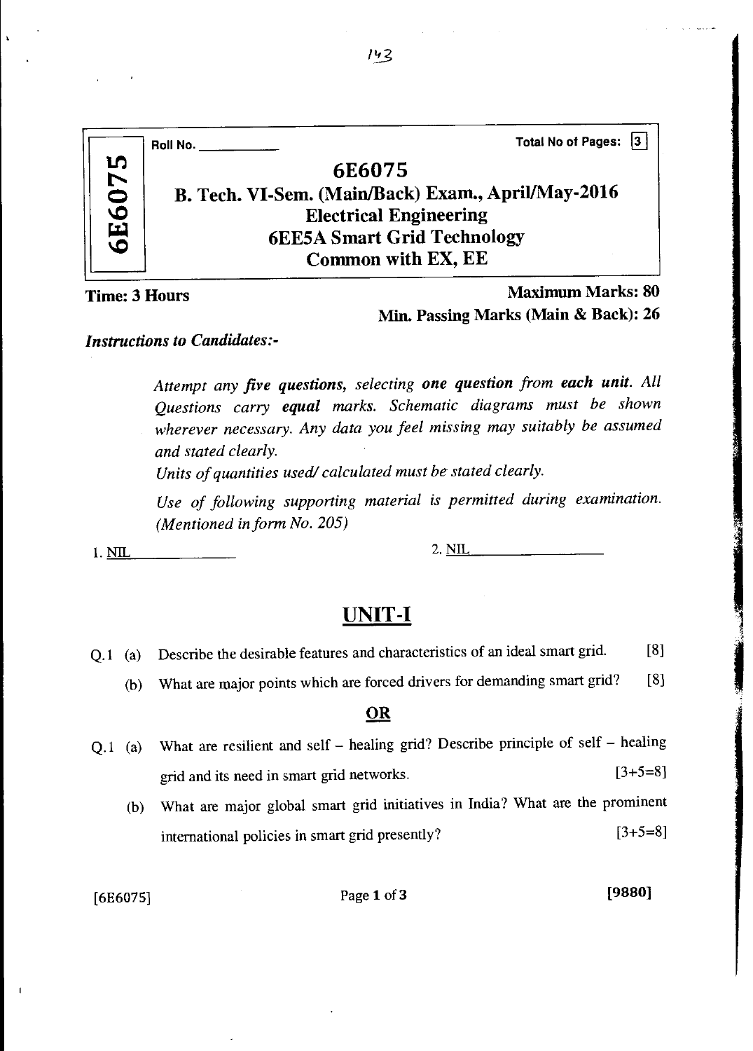Roll No. ____________ Total No of Pages: 3

# 6E6075

## B. Tech. VI-Sem. (Main/Back) Exam., April/May-2016
## Electrical Engineering
## 6EE5A Smart Grid Technology
## Common with EX, EE

**Time: 3 Hours** **Maximum Marks: 80**

**Min. Passing Marks (Main & Back): 26**

***Instructions to Candidates:-***

*Attempt any **five questions**, selecting **one question** from **each unit**. All Questions carry **equal** marks. Schematic diagrams must be shown wherever necessary. Any data you feel missing may suitably be assumed and stated clearly.*

*Units of quantities used/ calculated must be stated clearly.*

*Use of following supporting material is permitted during examination. (Mentioned in form No. 205)*

1. NIL 2. NIL

## UNIT-I

Q.1 (a) Describe the desirable features and characteristics of an ideal smart grid. [8]

(b) What are major points which are forced drivers for demanding smart grid? [8]

**OR**

Q.1 (a) What are resilient and self – healing grid? Describe principle of self – healing grid and its need in smart grid networks. [3+5=8]

(b) What are major global smart grid initiatives in India? What are the prominent international policies in smart grid presently? [3+5=8]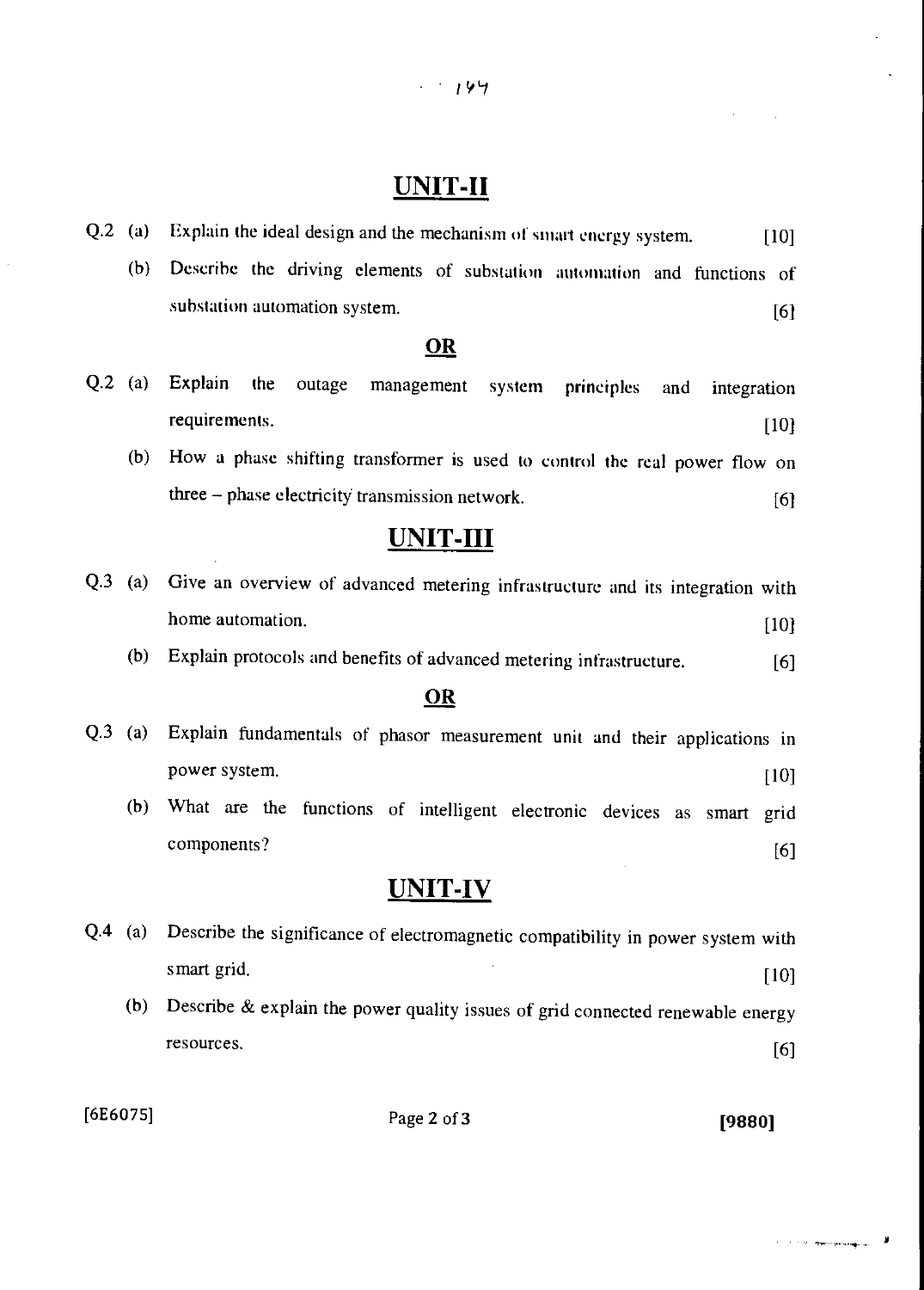## UNIT-II

Q.2 (a) Explain the ideal design and the mechanism of smart energy system. [10]

(b) Describe the driving elements of substation automation and functions of substation automation system. [6]

**OR**

Q.2 (a) Explain the outage management system principles and integration requirements. [10]

(b) How a phase shifting transformer is used to control the real power flow on three – phase electricity transmission network. [6]

## UNIT-III

Q.3 (a) Give an overview of advanced metering infrastructure and its integration with home automation. [10]

(b) Explain protocols and benefits of advanced metering infrastructure. [6]

**OR**

Q.3 (a) Explain fundamentals of phasor measurement unit and their applications in power system. [10]

(b) What are the functions of intelligent electronic devices as smart grid components? [6]

## UNIT-IV

Q.4 (a) Describe the significance of electromagnetic compatibility in power system with smart grid. [10]

(b) Describe & explain the power quality issues of grid connected renewable energy resources. [6]

[6E6075] [9880]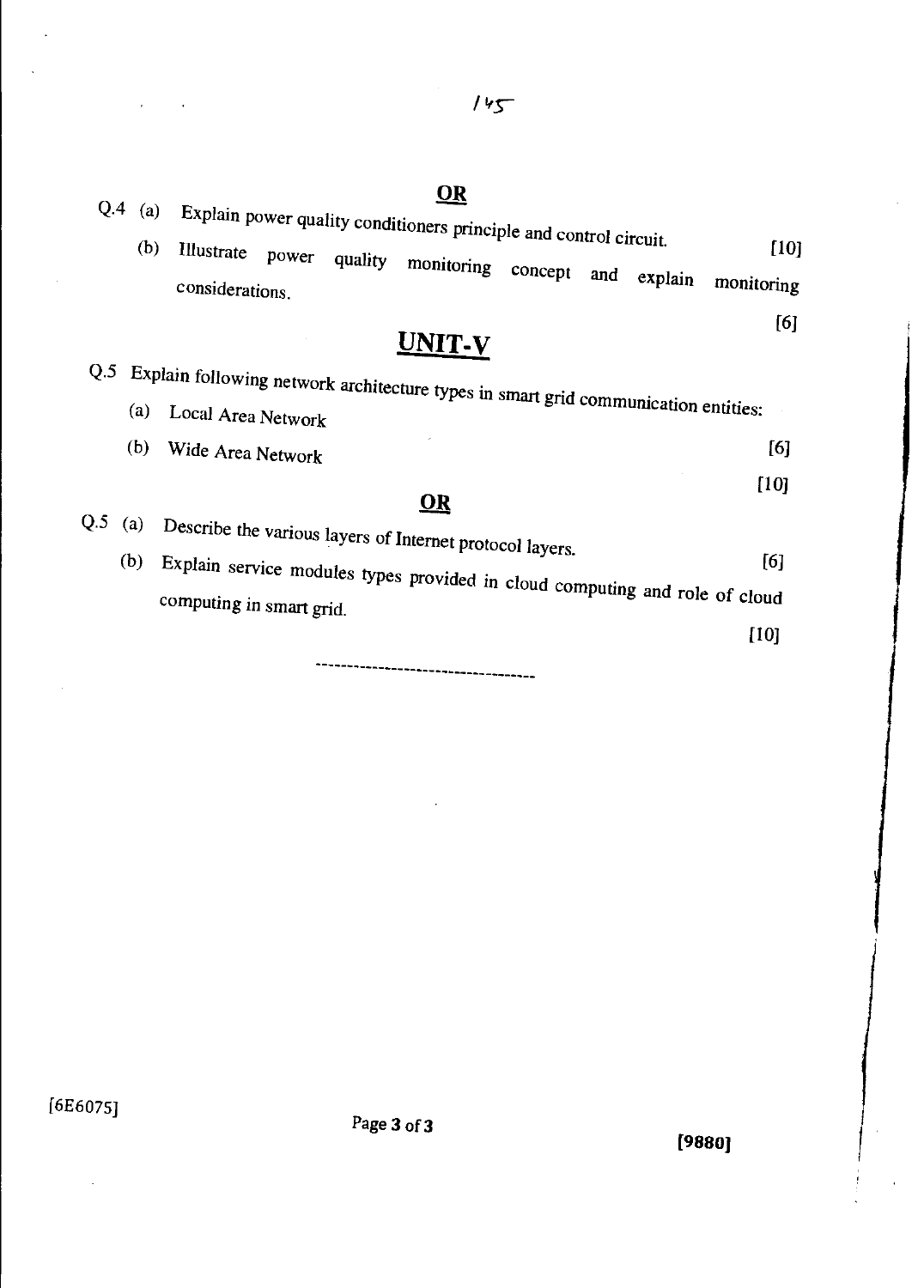**OR**

Q.4 (a) Explain power quality conditioners principle and control circuit. [10]

(b) Illustrate power quality monitoring concept and explain monitoring considerations. [6]

## UNIT-V

Q.5 Explain following network architecture types in smart grid communication entities:

(a) Local Area Network [6]

(b) Wide Area Network [10]

**OR**

Q.5 (a) Describe the various layers of Internet protocol layers. [6]

(b) Explain service modules types provided in cloud computing and role of cloud computing in smart grid. [10]

---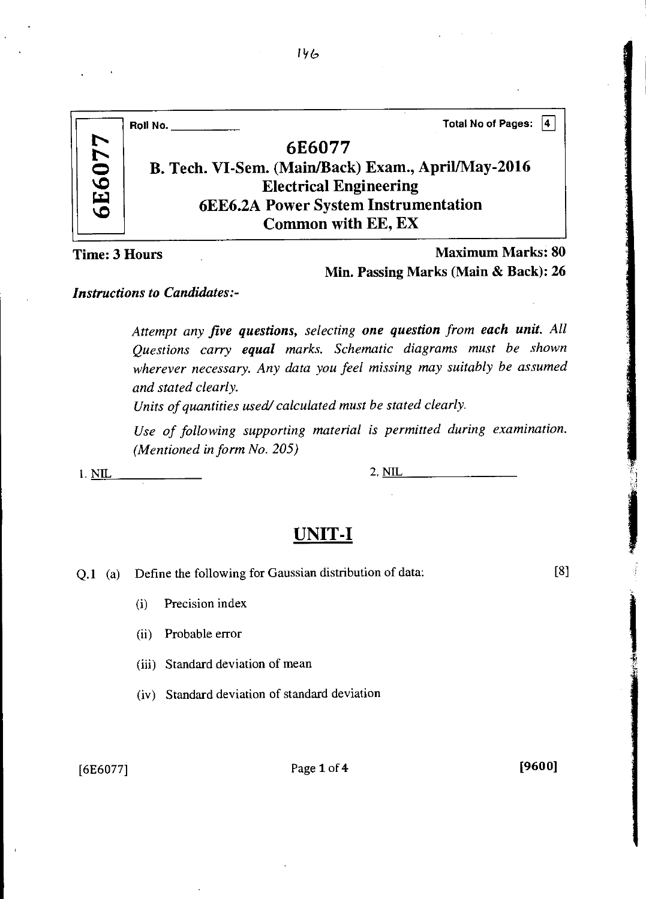Roll No. \_\_\_\_\_\_\_\_\_\_\_\_ Total No of Pages: 4

# 6E6077

## B. Tech. VI-Sem. (Main/Back) Exam., April/May-2016
## Electrical Engineering
## 6EE6.2A Power System Instrumentation
## Common with EE, EX

**Time: 3 Hours** **Maximum Marks: 80**

**Min. Passing Marks (Main & Back): 26**

***Instructions to Candidates:-***

*Attempt any **five questions**, selecting **one question** from **each unit**. All Questions carry **equal** marks. Schematic diagrams must be shown wherever necessary. Any data you feel missing may suitably be assumed and stated clearly.*

*Units of quantities used/ calculated must be stated clearly.*

*Use of following supporting material is permitted during examination. (Mentioned in form No. 205)*

1. NIL 2. NIL

## UNIT-I

Q.1 (a) Define the following for Gaussian distribution of data: [8]

(i) Precision index

(ii) Probable error

(iii) Standard deviation of mean

(iv) Standard deviation of standard deviation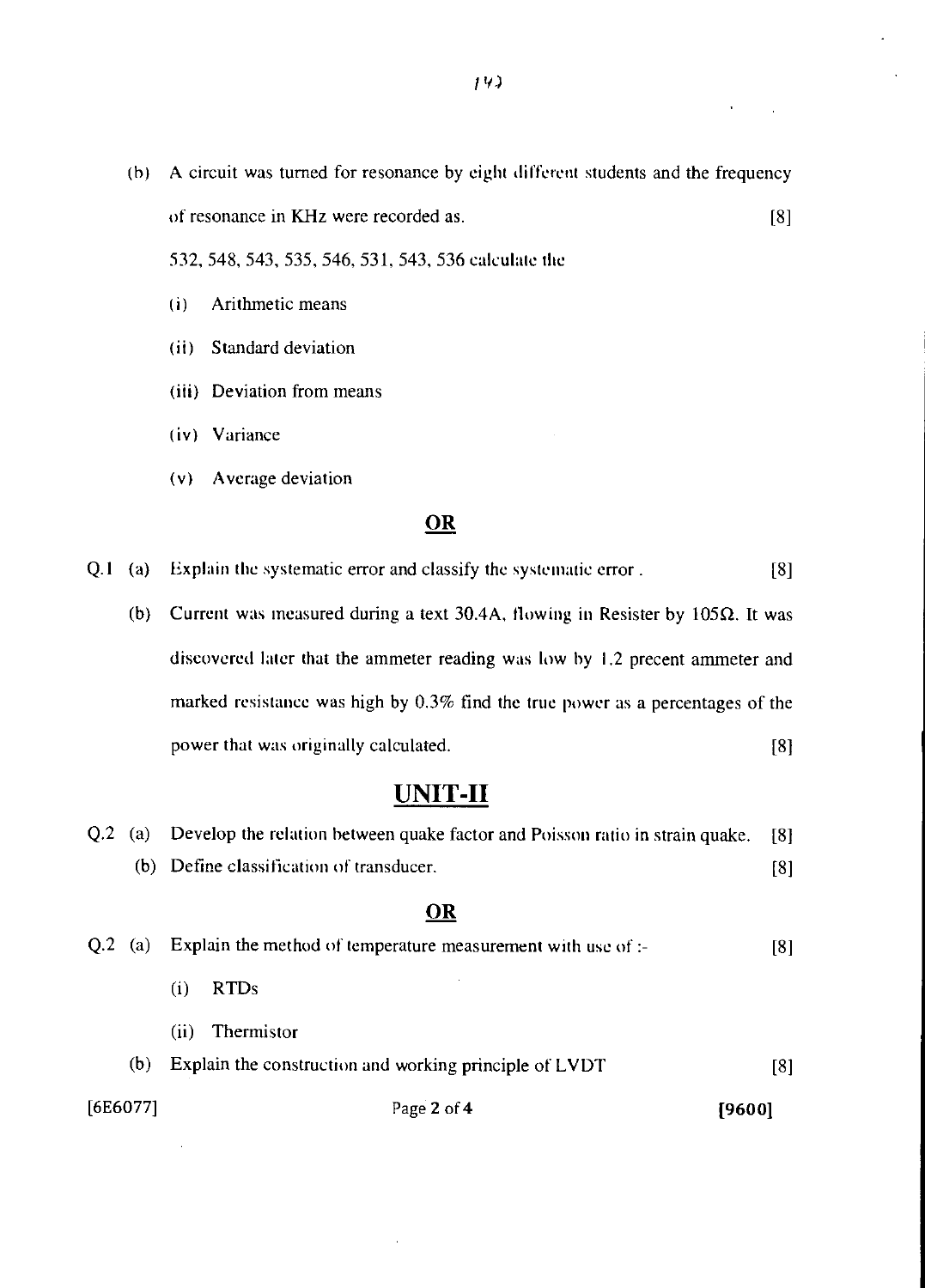(b) A circuit was turned for resonance by eight different students and the frequency of resonance in KHz were recorded as. [8]

532, 548, 543, 535, 546, 531, 543, 536 calculate the

(i) Arithmetic means

(ii) Standard deviation

(iii) Deviation from means

(iv) Variance

(v) Average deviation

**OR**

Q.1 (a) Explain the systematic error and classify the systematic error . [8]

(b) Current was measured during a text 30.4A, flowing in Resister by 105Ω. It was discovered later that the ammeter reading was low by 1.2 precent ammeter and marked resistance was high by 0.3% find the true power as a percentages of the power that was originally calculated. [8]

## UNIT-II

Q.2 (a) Develop the relation between quake factor and Poisson ratio in strain quake. [8]

(b) Define classification of transducer. [8]

**OR**

Q.2 (a) Explain the method of temperature measurement with use of :- [8]

(i) RTDs

(ii) Thermistor

(b) Explain the construction and working principle of LVDT [8]

[6E6077] [9600]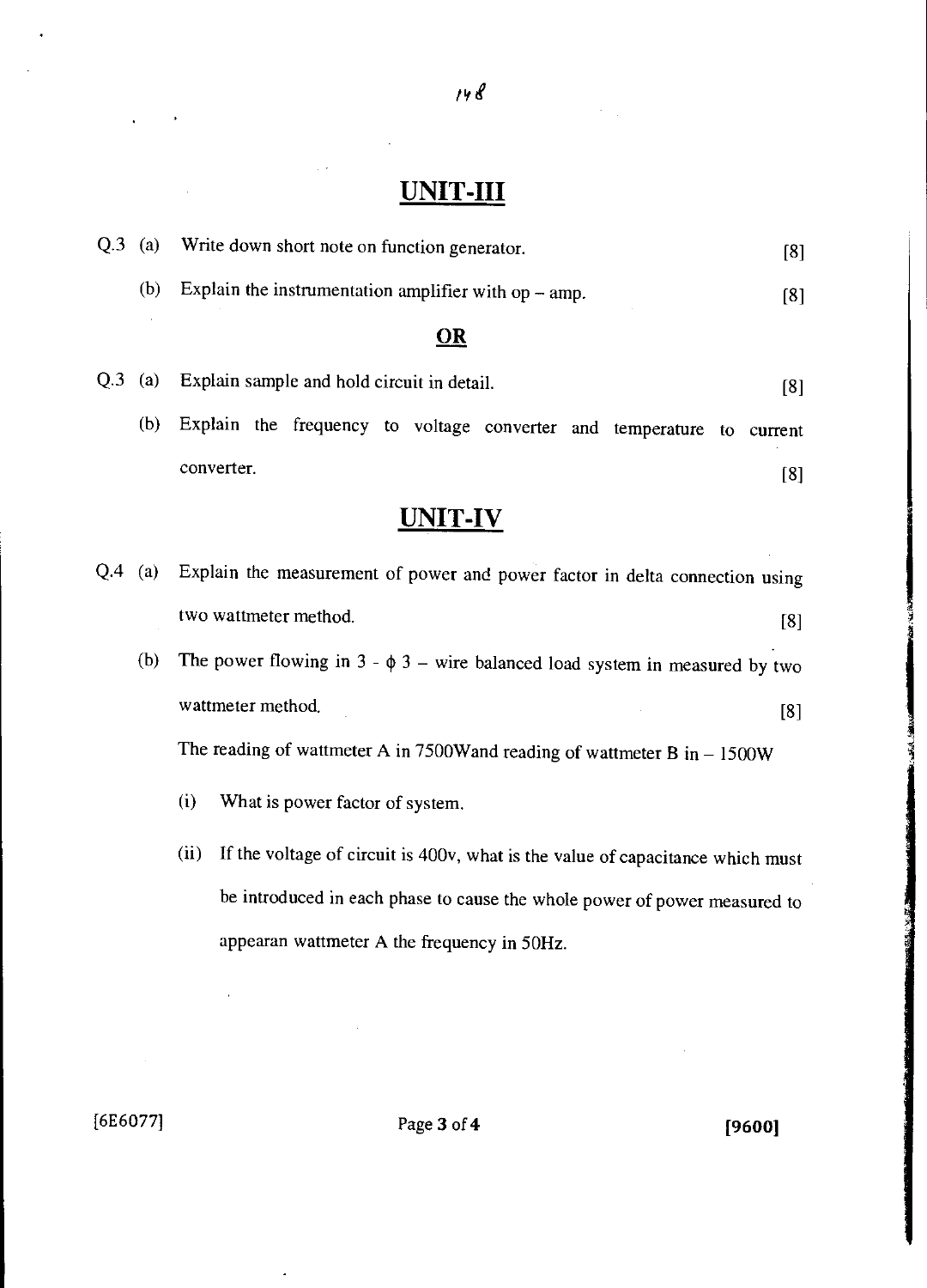## UNIT-III

Q.3 (a) Write down short note on function generator. [8]

(b) Explain the instrumentation amplifier with op – amp. [8]

**OR**

Q.3 (a) Explain sample and hold circuit in detail. [8]

(b) Explain the frequency to voltage converter and temperature to current converter. [8]

## UNIT-IV

Q.4 (a) Explain the measurement of power and power factor in delta connection using two wattmeter method. [8]

(b) The power flowing in 3 - $\phi$ 3 – wire balanced load system in measured by two wattmeter method. [8]

The reading of wattmeter A in 7500Wand reading of wattmeter B in – 1500W

(i) What is power factor of system.

(ii) If the voltage of circuit is 400v, what is the value of capacitance which must be introduced in each phase to cause the whole power of power measured to appearan wattmeter A the frequency in 50Hz.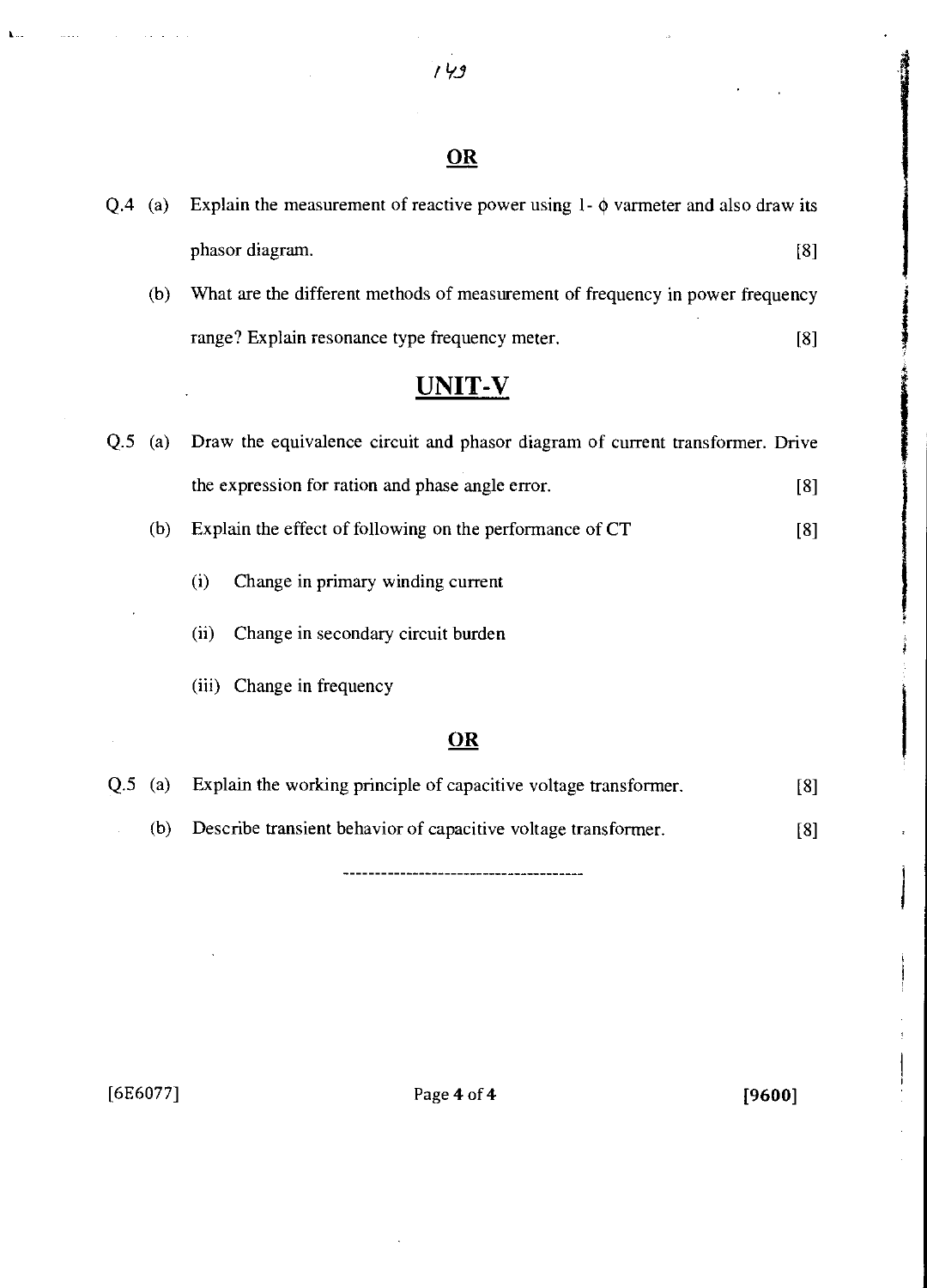## OR

Q.4 (a) Explain the measurement of reactive power using 1- $\phi$ varmeter and also draw its phasor diagram. [8]

(b) What are the different methods of measurement of frequency in power frequency range? Explain resonance type frequency meter. [8]

## UNIT-V

Q.5 (a) Draw the equivalence circuit and phasor diagram of current transformer. Drive the expression for ration and phase angle error. [8]

(b) Explain the effect of following on the performance of CT [8]

(i) Change in primary winding current

(ii) Change in secondary circuit burden

(iii) Change in frequency

## OR

Q.5 (a) Explain the working principle of capacitive voltage transformer. [8]

(b) Describe transient behavior of capacitive voltage transformer. [8]

---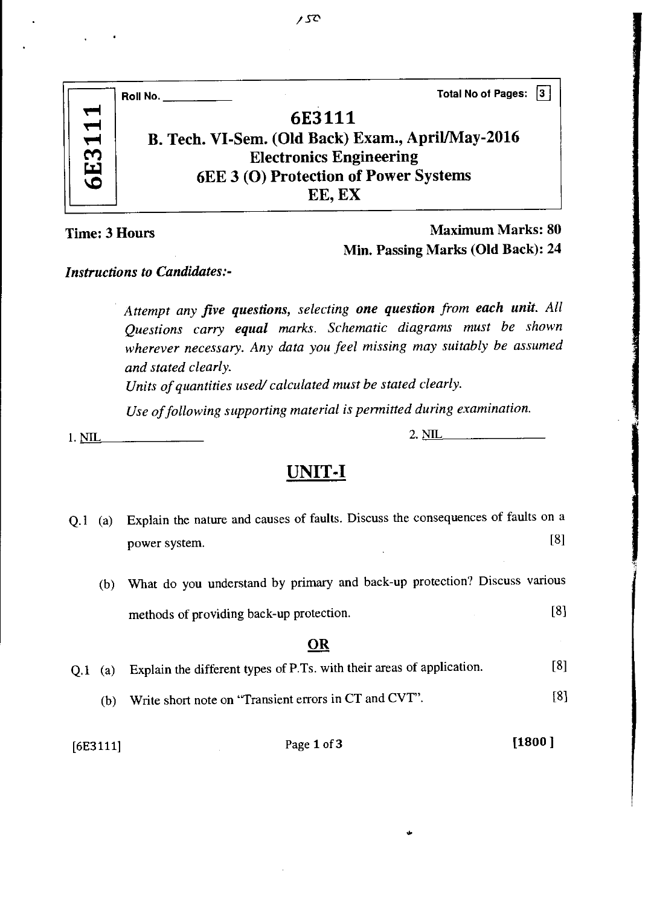Roll No. ____________ Total No of Pages: 3

# 6E3111

## B. Tech. VI-Sem. (Old Back) Exam., April/May-2016
## Electronics Engineering
## 6EE 3 (O) Protection of Power Systems
## EE, EX

**Time: 3 Hours** **Maximum Marks: 80**
**Min. Passing Marks (Old Back): 24**

***Instructions to Candidates:-***

*Attempt any **five questions**, selecting **one question** from **each unit**. All Questions carry **equal** marks. Schematic diagrams must be shown wherever necessary. Any data you feel missing may suitably be assumed and stated clearly.*

*Units of quantities used/ calculated must be stated clearly.*

*Use of following supporting material is permitted during examination.*

1. NIL 2. NIL

## UNIT-I

Q.1 (a) Explain the nature and causes of faults. Discuss the consequences of faults on a power system. [8]

(b) What do you understand by primary and back-up protection? Discuss various methods of providing back-up protection. [8]

**OR**

Q.1 (a) Explain the different types of P.Ts. with their areas of application. [8]

(b) Write short note on "Transient errors in CT and CVT". [8]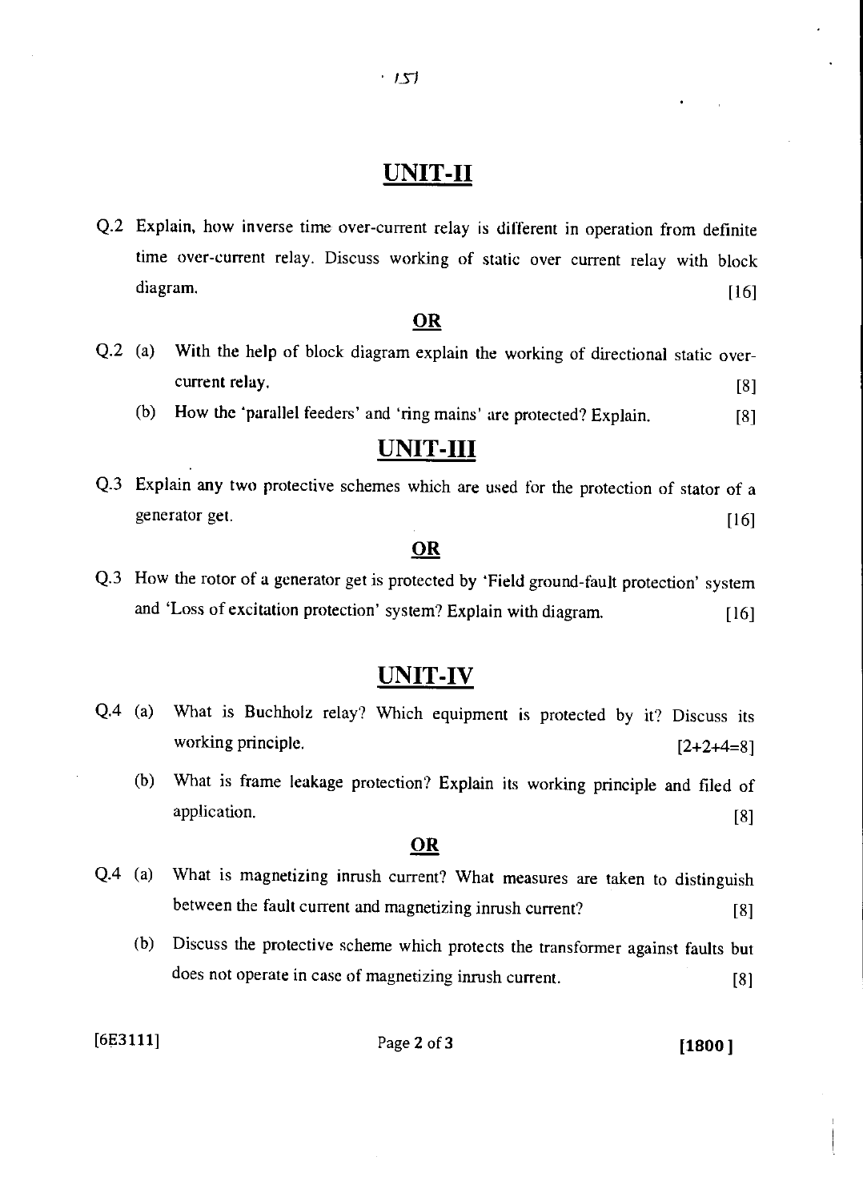## UNIT-II

Q.2 Explain, how inverse time over-current relay is different in operation from definite time over-current relay. Discuss working of static over current relay with block diagram. [16]

**OR**

Q.2 (a) With the help of block diagram explain the working of directional static over-current relay. [8]

(b) How the 'parallel feeders' and 'ring mains' are protected? Explain. [8]

## UNIT-III

Q.3 Explain any two protective schemes which are used for the protection of stator of a generator get. [16]

**OR**

Q.3 How the rotor of a generator get is protected by 'Field ground-fault protection' system and 'Loss of excitation protection' system? Explain with diagram. [16]

## UNIT-IV

Q.4 (a) What is Buchholz relay? Which equipment is protected by it? Discuss its working principle. [2+2+4=8]

(b) What is frame leakage protection? Explain its working principle and filed of application. [8]

**OR**

Q.4 (a) What is magnetizing inrush current? What measures are taken to distinguish between the fault current and magnetizing inrush current? [8]

(b) Discuss the protective scheme which protects the transformer against faults but does not operate in case of magnetizing inrush current. [8]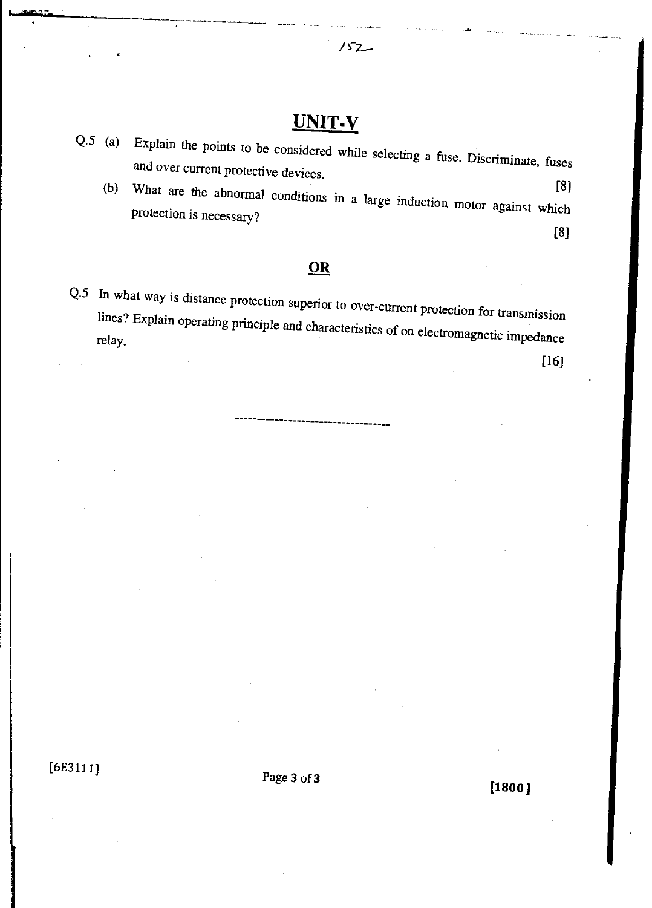## UNIT-V

Q.5 (a) Explain the points to be considered while selecting a fuse. Discriminate, fuses and over current protective devices. [8]

(b) What are the abnormal conditions in a large induction motor against which protection is necessary? [8]

**OR**

Q.5 In what way is distance protection superior to over-current protection for transmission lines? Explain operating principle and characteristics of on electromagnetic impedance relay. [16]

---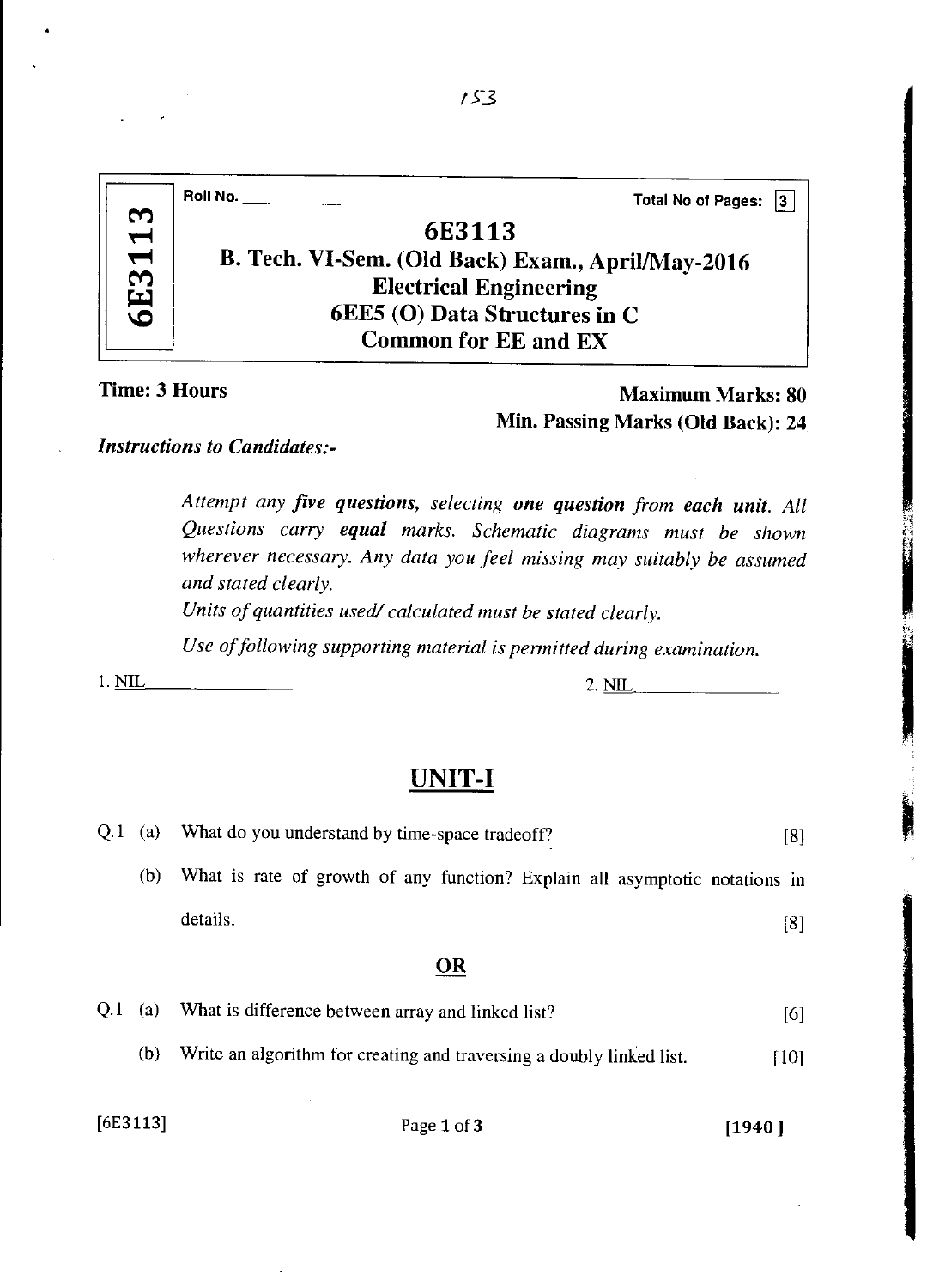Roll No. ____________ Total No of Pages: 3

# 6E3113

## B. Tech. VI-Sem. (Old Back) Exam., April/May-2016
## Electrical Engineering
## 6EE5 (O) Data Structures in C
## Common for EE and EX

**Time: 3 Hours** **Maximum Marks: 80**

**Min. Passing Marks (Old Back): 24**

*Instructions to Candidates:-*

*Attempt any* ***five questions****, selecting* **one question** *from* **each unit***. All Questions carry* **equal** *marks. Schematic diagrams must be shown wherever necessary. Any data you feel missing may suitably be assumed and stated clearly.*

*Units of quantities used/ calculated must be stated clearly.*

*Use of following supporting material is permitted during examination.*

1. NIL 2. NIL

## UNIT-I

Q.1 (a) What do you understand by time-space tradeoff? [8]

(b) What is rate of growth of any function? Explain all asymptotic notations in details. [8]

**OR**

Q.1 (a) What is difference between array and linked list? [6]

(b) Write an algorithm for creating and traversing a doubly linked list. [10]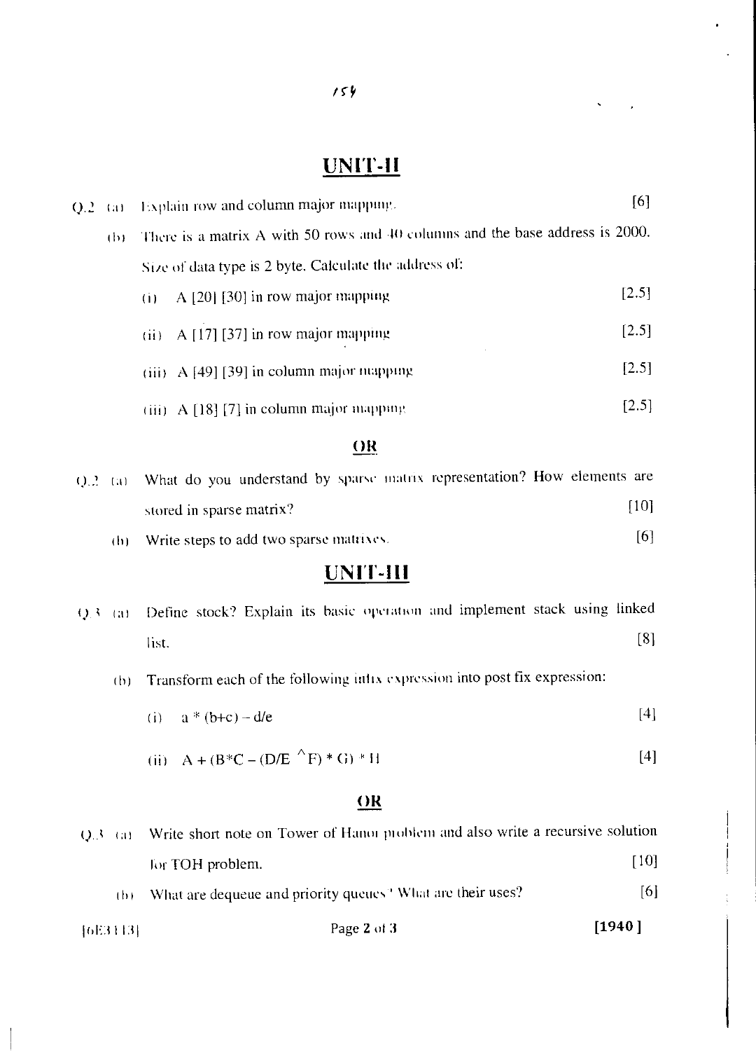## UNIT-II

Q.2 (a) Explain row and column major mapping. [6]

(b) There is a matrix A with 50 rows and 40 columns and the base address is 2000. Size of data type is 2 byte. Calculate the address of:

(i) A [20] [30] in row major mapping [2.5]

(ii) A [17] [37] in row major mapping [2.5]

(iii) A [49] [39] in column major mapping [2.5]

(iii) A [18] [7] in column major mapping [2.5]

**OR**

Q.2 (a) What do you understand by sparse matrix representation? How elements are stored in sparse matrix? [10]

(b) Write steps to add two sparse matrixes. [6]

## UNIT-III

Q.3 (a) Define stock? Explain its basic operation and implement stack using linked list. [8]

(b) Transform each of the following infix expression into post fix expression:

(i) a * (b+c) – d/e [4]

(ii) A + (B*C – (D/E ^F) * G) * H [4]

**OR**

Q.3 (a) Write short note on Tower of Hanoi problem and also write a recursive solution for TOH problem. [10]

(b) What are dequeue and priority queues? What are their uses? [6]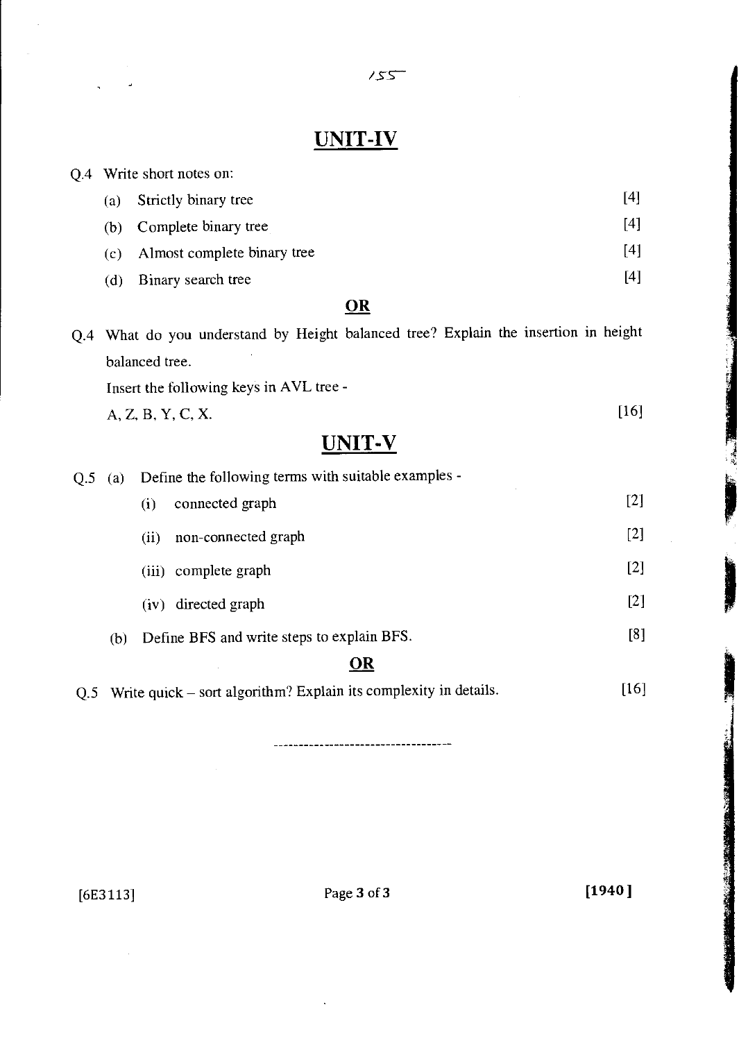## UNIT-IV

Q.4 Write short notes on:

(a) Strictly binary tree [4]

(b) Complete binary tree [4]

(c) Almost complete binary tree [4]

(d) Binary search tree [4]

**OR**

Q.4 What do you understand by Height balanced tree? Explain the insertion in height balanced tree.

Insert the following keys in AVL tree -

A, Z, B, Y, C, X. [16]

## UNIT-V

Q.5 (a) Define the following terms with suitable examples -

(i) connected graph [2]

(ii) non-connected graph [2]

(iii) complete graph [2]

(iv) directed graph [2]

(b) Define BFS and write steps to explain BFS. [8]

**OR**

Q.5 Write quick – sort algorithm? Explain its complexity in details. [16]

---